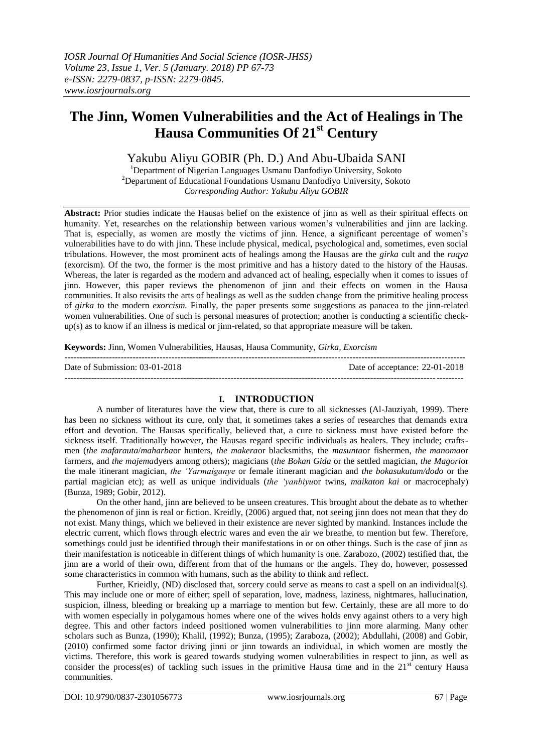# The Jinn, Women Vulnerabilities and the Act of Healings in The Hausa Communities Of 21st Century

Yakubu Aliyu GOBIR (Ph. D.) And Abu-Ubaida SANI

[1]Department of Nigerian Languages Usmanu Danfodiyo University, Sokoto
[2]Department of Educational Foundations Usmanu Danfodiyo University, Sokoto
*Corresponding Author: Yakubu Aliyu GOBIR*

**Abstract:** Prior studies indicate the Hausas belief on the existence of jinn as well as their spiritual effects on humanity. Yet, researches on the relationship between various women's vulnerabilities and jinn are lacking. That is, especially, as women are mostly the victims of jinn. Hence, a significant percentage of women's vulnerabilities have to do with jinn. These include physical, medical, psychological and, sometimes, even social tribulations. However, the most prominent acts of healings among the Hausas are the *girka* cult and the *ruqya* (exorcism). Of the two, the former is the most primitive and has a history dated to the history of the Hausas. Whereas, the later is regarded as the modern and advanced act of healing, especially when it comes to issues of jinn. However, this paper reviews the phenomenon of jinn and their effects on women in the Hausa communities. It also revisits the arts of healings as well as the sudden change from the primitive healing process of *girka* to the modern *exorcism.* Finally, the paper presents some suggestions as panacea to the jinn-related women vulnerabilities. One of such is personal measures of protection; another is conducting a scientific check-up(s) as to know if an illness is medical or jinn-related, so that appropriate measure will be taken.

**Keywords:** Jinn, Women Vulnerabilities, Hausas, Hausa Community, *Girka, Exorcism*

---

Date of Submission: 03-01-2018 | Date of acceptance: 22-01-2018

---

## I. INTRODUCTION

A number of literatures have the view that, there is cure to all sicknesses (Al-Jauziyah, 1999). There has been no sickness without its cure, only that, it sometimes takes a series of researches that demands extra effort and devotion. The Hausas specifically, believed that, a cure to sickness must have existed before the sickness itself. Traditionally however, the Hausas regard specific individuals as healers. They include; crafts-men (*the mafarauta*/*maharba*or hunters, *the makera*or blacksmiths, the *masunta*or fishermen, *the manoma*or farmers, and *the majema*dyers among others); magicians (*the Bokan Gida* or the settled magician, *the Magori*or the male itinerant magician, *the 'Yarmaiganye* or female itinerant magician and *the bokasukutum/dodo* or the partial magician etc); as well as unique individuals (*the 'yanbiyu*or twins, *maikaton kai* or macrocephaly) (Bunza, 1989; Gobir, 2012).

On the other hand, jinn are believed to be unseen creatures. This brought about the debate as to whether the phenomenon of jinn is real or fiction. Kreidly, (2006) argued that, not seeing jinn does not mean that they do not exist. Many things, which we believed in their existence are never sighted by mankind. Instances include the electric current, which flows through electric wares and even the air we breathe, to mention but few. Therefore, somethings could just be identified through their manifestations in or on other things. Such is the case of jinn as their manifestation is noticeable in different things of which humanity is one. Zarabozo, (2002) testified that, the jinn are a world of their own, different from that of the humans or the angels. They do, however, possessed some characteristics in common with humans, such as the ability to think and reflect.

Further, Krieidly, (ND) disclosed that, sorcery could serve as means to cast a spell on an individual(s). This may include one or more of either; spell of separation, love, madness, laziness, nightmares, hallucination, suspicion, illness, bleeding or breaking up a marriage to mention but few. Certainly, these are all more to do with women especially in polygamous homes where one of the wives holds envy against others to a very high degree. This and other factors indeed positioned women vulnerabilities to jinn more alarming. Many other scholars such as Bunza, (1990); Khalil, (1992); Bunza, (1995); Zaraboza, (2002); Abdullahi, (2008) and Gobir, (2010) confirmed some factor driving jinni or jinn towards an individual, in which women are mostly the victims. Therefore, this work is geared towards studying women vulnerabilities in respect to jinn, as well as consider the process(es) of tackling such issues in the primitive Hausa time and in the 21st century Hausa communities.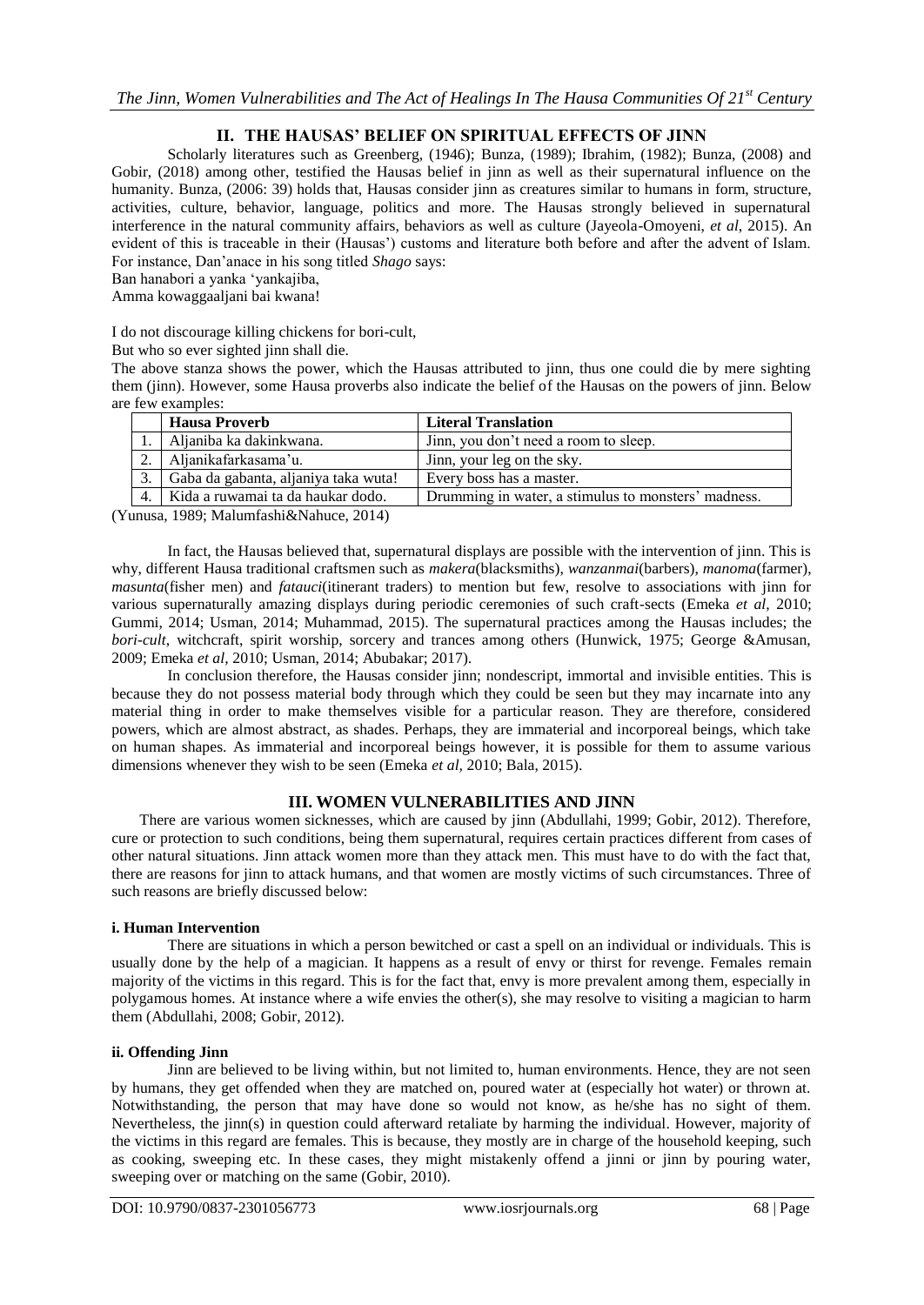## II. THE HAUSAS' BELIEF ON SPIRITUAL EFFECTS OF JINN

Scholarly literatures such as Greenberg, (1946); Bunza, (1989); Ibrahim, (1982); Bunza, (2008) and Gobir, (2018) among other, testified the Hausas belief in jinn as well as their supernatural influence on the humanity. Bunza, (2006: 39) holds that, Hausas consider jinn as creatures similar to humans in form, structure, activities, culture, behavior, language, politics and more. The Hausas strongly believed in supernatural interference in the natural community affairs, behaviors as well as culture (Jayeola-Omoyeni, *et al*, 2015). An evident of this is traceable in their (Hausas') customs and literature both before and after the advent of Islam. For instance, Dan'anace in his song titled *Shago* says:

Ban hanabori a yanka 'yankajiba,
Amma kowaggaaljani bai kwana!

I do not discourage killing chickens for bori-cult,
But who so ever sighted jinn shall die.

The above stanza shows the power, which the Hausas attributed to jinn, thus one could die by mere sighting them (jinn). However, some Hausa proverbs also indicate the belief of the Hausas on the powers of jinn. Below are few examples:

| | Hausa Proverb | Literal Translation |
|---|---|---|
| 1. | Aljaniba ka dakinkwana. | Jinn, you don't need a room to sleep. |
| 2. | Aljanikafarkasama'u. | Jinn, your leg on the sky. |
| 3. | Gaba da gabanta, aljaniya taka wuta! | Every boss has a master. |
| 4. | Kida a ruwamai ta da haukar dodo. | Drumming in water, a stimulus to monsters' madness. |

(Yunusa, 1989; Malumfashi&Nahuce, 2014)

In fact, the Hausas believed that, supernatural displays are possible with the intervention of jinn. This is why, different Hausa traditional craftsmen such as *makera*(blacksmiths), *wanzanmai*(barbers), *manoma*(farmer), *masunta*(fisher men) and *fatauci*(itinerant traders) to mention but few, resolve to associations with jinn for various supernaturally amazing displays during periodic ceremonies of such craft-sects (Emeka *et al*, 2010; Gummi, 2014; Usman, 2014; Muhammad, 2015). The supernatural practices among the Hausas includes; the *bori-cult*, witchcraft, spirit worship, sorcery and trances among others (Hunwick, 1975; George &Amusan, 2009; Emeka *et al*, 2010; Usman, 2014; Abubakar; 2017).

In conclusion therefore, the Hausas consider jinn; nondescript, immortal and invisible entities. This is because they do not possess material body through which they could be seen but they may incarnate into any material thing in order to make themselves visible for a particular reason. They are therefore, considered powers, which are almost abstract, as shades. Perhaps, they are immaterial and incorporeal beings, which take on human shapes. As immaterial and incorporeal beings however, it is possible for them to assume various dimensions whenever they wish to be seen (Emeka *et al*, 2010; Bala, 2015).

## III. WOMEN VULNERABILITIES AND JINN

There are various women sicknesses, which are caused by jinn (Abdullahi, 1999; Gobir, 2012). Therefore, cure or protection to such conditions, being them supernatural, requires certain practices different from cases of other natural situations. Jinn attack women more than they attack men. This must have to do with the fact that, there are reasons for jinn to attack humans, and that women are mostly victims of such circumstances. Three of such reasons are briefly discussed below:

### i. Human Intervention

There are situations in which a person bewitched or cast a spell on an individual or individuals. This is usually done by the help of a magician. It happens as a result of envy or thirst for revenge. Females remain majority of the victims in this regard. This is for the fact that, envy is more prevalent among them, especially in polygamous homes. At instance where a wife envies the other(s), she may resolve to visiting a magician to harm them (Abdullahi, 2008; Gobir, 2012).

### ii. Offending Jinn

Jinn are believed to be living within, but not limited to, human environments. Hence, they are not seen by humans, they get offended when they are matched on, poured water at (especially hot water) or thrown at. Notwithstanding, the person that may have done so would not know, as he/she has no sight of them. Nevertheless, the jinn(s) in question could afterward retaliate by harming the individual. However, majority of the victims in this regard are females. This is because, they mostly are in charge of the household keeping, such as cooking, sweeping etc. In these cases, they might mistakenly offend a jinni or jinn by pouring water, sweeping over or matching on the same (Gobir, 2010).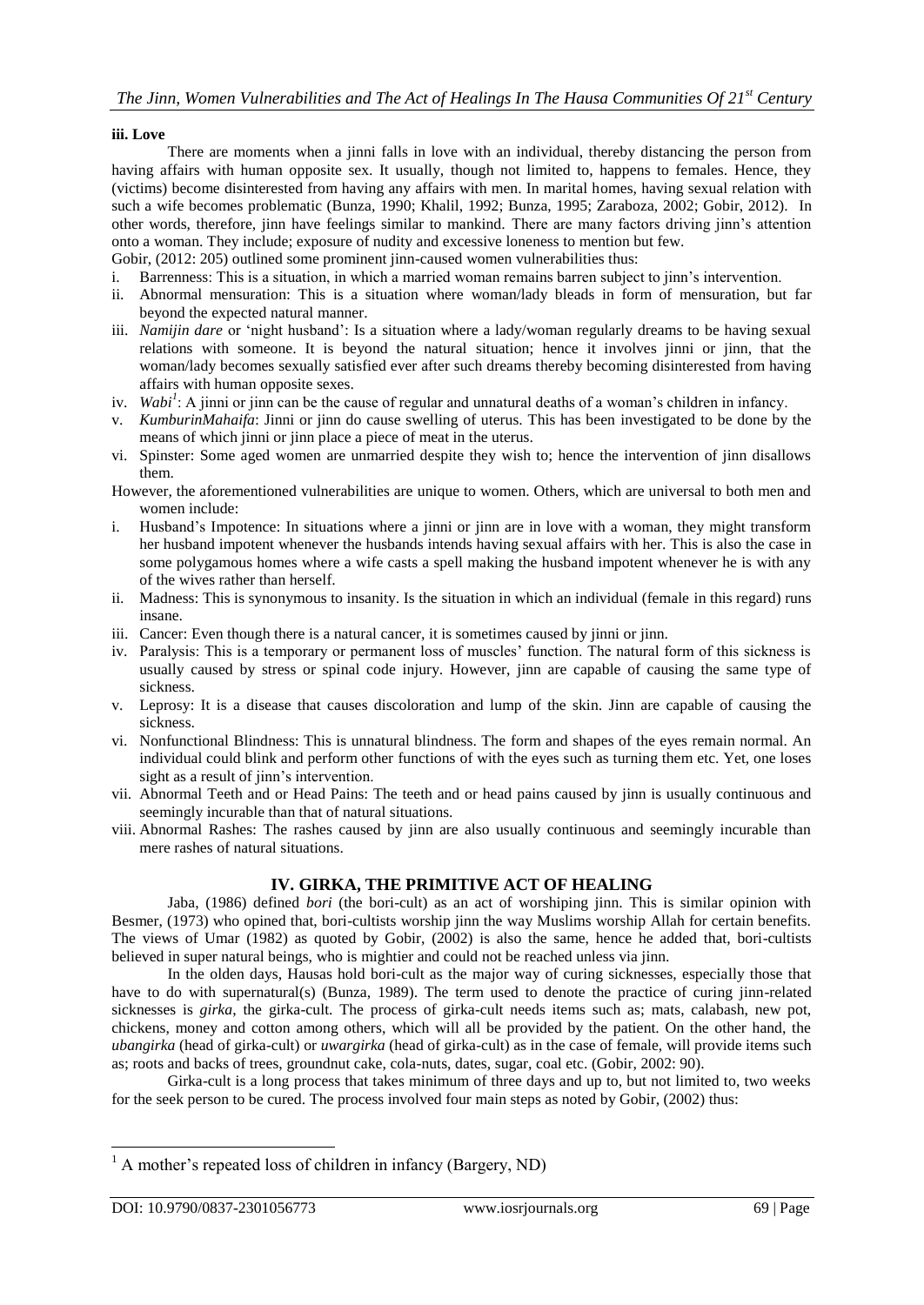#### iii. Love

There are moments when a jinni falls in love with an individual, thereby distancing the person from having affairs with human opposite sex. It usually, though not limited to, happens to females. Hence, they (victims) become disinterested from having any affairs with men. In marital homes, having sexual relation with such a wife becomes problematic (Bunza, 1990; Khalil, 1992; Bunza, 1995; Zaraboza, 2002; Gobir, 2012). In other words, therefore, jinn have feelings similar to mankind. There are many factors driving jinn's attention onto a woman. They include; exposure of nudity and excessive loneness to mention but few.

Gobir, (2012: 205) outlined some prominent jinn-caused women vulnerabilities thus:

i. Barrenness: This is a situation, in which a married woman remains barren subject to jinn's intervention.
ii. Abnormal mensuration: This is a situation where woman/lady bleads in form of mensuration, but far beyond the expected natural manner.
iii. *Namijin dare* or 'night husband': Is a situation where a lady/woman regularly dreams to be having sexual relations with someone. It is beyond the natural situation; hence it involves jinni or jinn, that the woman/lady becomes sexually satisfied ever after such dreams thereby becoming disinterested from having affairs with human opposite sexes.
iv. *Wabi*[1]: A jinni or jinn can be the cause of regular and unnatural deaths of a woman's children in infancy.
v. *KumburinMahaifa*: Jinni or jinn do cause swelling of uterus. This has been investigated to be done by the means of which jinni or jinn place a piece of meat in the uterus.
vi. Spinster: Some aged women are unmarried despite they wish to; hence the intervention of jinn disallows them.

However, the aforementioned vulnerabilities are unique to women. Others, which are universal to both men and women include:

i. Husband's Impotence: In situations where a jinni or jinn are in love with a woman, they might transform her husband impotent whenever the husbands intends having sexual affairs with her. This is also the case in some polygamous homes where a wife casts a spell making the husband impotent whenever he is with any of the wives rather than herself.
ii. Madness: This is synonymous to insanity. Is the situation in which an individual (female in this regard) runs insane.
iii. Cancer: Even though there is a natural cancer, it is sometimes caused by jinni or jinn.
iv. Paralysis: This is a temporary or permanent loss of muscles' function. The natural form of this sickness is usually caused by stress or spinal code injury. However, jinn are capable of causing the same type of sickness.
v. Leprosy: It is a disease that causes discoloration and lump of the skin. Jinn are capable of causing the sickness.
vi. Nonfunctional Blindness: This is unnatural blindness. The form and shapes of the eyes remain normal. An individual could blink and perform other functions of with the eyes such as turning them etc. Yet, one loses sight as a result of jinn's intervention.
vii. Abnormal Teeth and or Head Pains: The teeth and or head pains caused by jinn is usually continuous and seemingly incurable than that of natural situations.
viii. Abnormal Rashes: The rashes caused by jinn are also usually continuous and seemingly incurable than mere rashes of natural situations.

## IV. GIRKA, THE PRIMITIVE ACT OF HEALING

Jaba, (1986) defined *bori* (the bori-cult) as an act of worshiping jinn. This is similar opinion with Besmer, (1973) who opined that, bori-cultists worship jinn the way Muslims worship Allah for certain benefits. The views of Umar (1982) as quoted by Gobir, (2002) is also the same, hence he added that, bori-cultists believed in super natural beings, who is mightier and could not be reached unless via jinn.

In the olden days, Hausas hold bori-cult as the major way of curing sicknesses, especially those that have to do with supernatural(s) (Bunza, 1989). The term used to denote the practice of curing jinn-related sicknesses is *girka*, the girka-cult. The process of girka-cult needs items such as; mats, calabash, new pot, chickens, money and cotton among others, which will all be provided by the patient. On the other hand, the *ubangirka* (head of girka-cult) or *uwargirka* (head of girka-cult) as in the case of female, will provide items such as; roots and backs of trees, groundnut cake, cola-nuts, dates, sugar, coal etc. (Gobir, 2002: 90).

Girka-cult is a long process that takes minimum of three days and up to, but not limited to, two weeks for the seek person to be cured. The process involved four main steps as noted by Gobir, (2002) thus:

---

[1] A mother's repeated loss of children in infancy (Bargery, ND)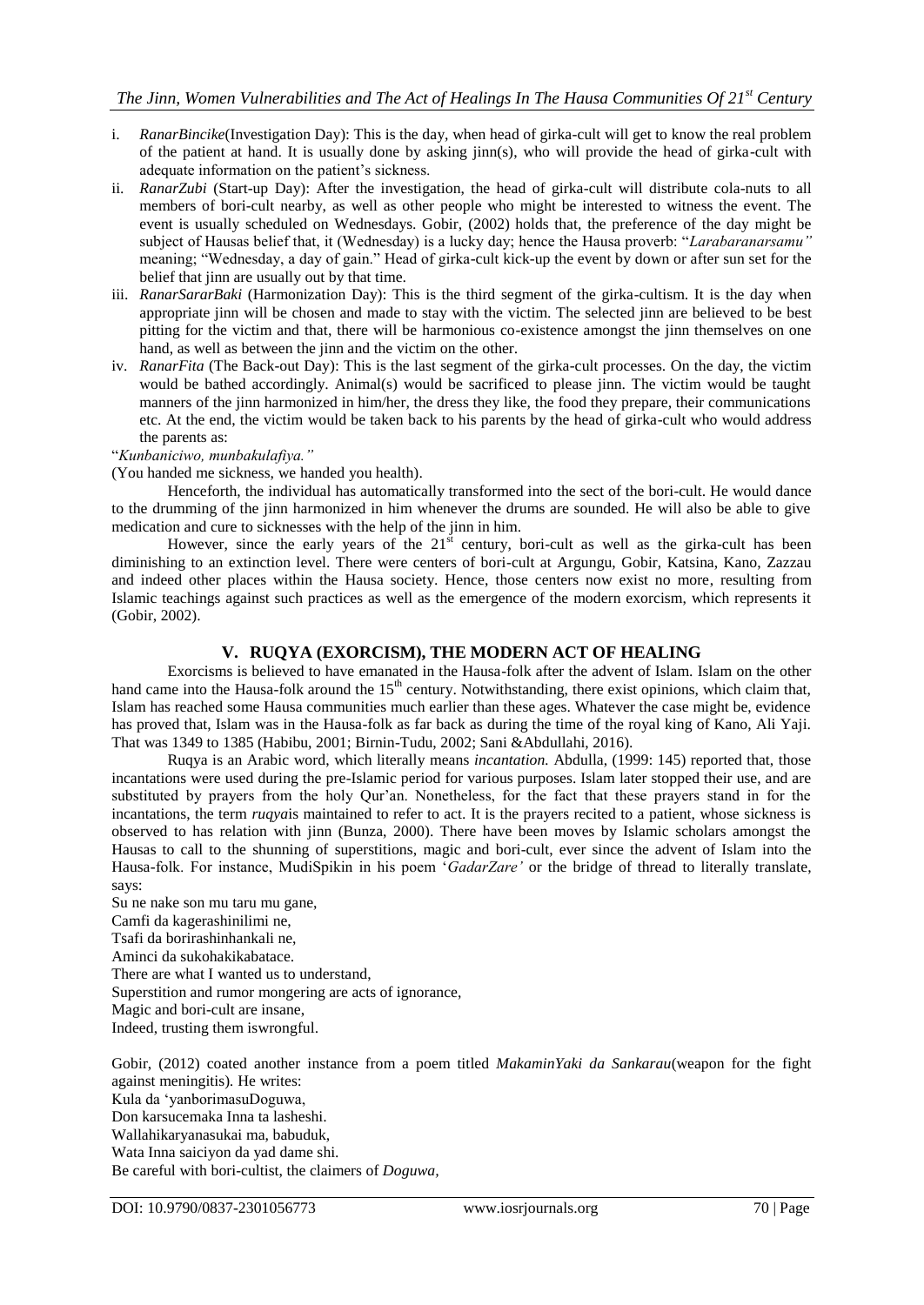i. *RanarBincike*(Investigation Day): This is the day, when head of girka-cult will get to know the real problem of the patient at hand. It is usually done by asking jinn(s), who will provide the head of girka-cult with adequate information on the patient's sickness.

ii. *RanarZubi* (Start-up Day): After the investigation, the head of girka-cult will distribute cola-nuts to all members of bori-cult nearby, as well as other people who might be interested to witness the event. The event is usually scheduled on Wednesdays. Gobir, (2002) holds that, the preference of the day might be subject of Hausas belief that, it (Wednesday) is a lucky day; hence the Hausa proverb: "*Larabaranarsamu"* meaning; "Wednesday, a day of gain." Head of girka-cult kick-up the event by down or after sun set for the belief that jinn are usually out by that time.

iii. *RanarSararBaki* (Harmonization Day): This is the third segment of the girka-cultism. It is the day when appropriate jinn will be chosen and made to stay with the victim. The selected jinn are believed to be best pitting for the victim and that, there will be harmonious co-existence amongst the jinn themselves on one hand, as well as between the jinn and the victim on the other.

iv. *RanarFita* (The Back-out Day): This is the last segment of the girka-cult processes. On the day, the victim would be bathed accordingly. Animal(s) would be sacrificed to please jinn. The victim would be taught manners of the jinn harmonized in him/her, the dress they like, the food they prepare, their communications etc. At the end, the victim would be taken back to his parents by the head of girka-cult who would address the parents as:

"*Kunbaniciwo, munbakulafiya."*

(You handed me sickness, we handed you health).

Henceforth, the individual has automatically transformed into the sect of the bori-cult. He would dance to the drumming of the jinn harmonized in him whenever the drums are sounded. He will also be able to give medication and cure to sicknesses with the help of the jinn in him.

However, since the early years of the 21st century, bori-cult as well as the girka-cult has been diminishing to an extinction level. There were centers of bori-cult at Argungu, Gobir, Katsina, Kano, Zazzau and indeed other places within the Hausa society. Hence, those centers now exist no more, resulting from Islamic teachings against such practices as well as the emergence of the modern exorcism, which represents it (Gobir, 2002).

## V. RUQYA (EXORCISM), THE MODERN ACT OF HEALING

Exorcisms is believed to have emanated in the Hausa-folk after the advent of Islam. Islam on the other hand came into the Hausa-folk around the 15th century. Notwithstanding, there exist opinions, which claim that, Islam has reached some Hausa communities much earlier than these ages. Whatever the case might be, evidence has proved that, Islam was in the Hausa-folk as far back as during the time of the royal king of Kano, Ali Yaji. That was 1349 to 1385 (Habibu, 2001; Birnin-Tudu, 2002; Sani &Abdullahi, 2016).

Ruqya is an Arabic word, which literally means *incantation*. Abdulla, (1999: 145) reported that, those incantations were used during the pre-Islamic period for various purposes. Islam later stopped their use, and are substituted by prayers from the holy Qur'an. Nonetheless, for the fact that these prayers stand in for the incantations, the term *ruqya*is maintained to refer to act. It is the prayers recited to a patient, whose sickness is observed to has relation with jinn (Bunza, 2000). There have been moves by Islamic scholars amongst the Hausas to call to the shunning of superstitions, magic and bori-cult, ever since the advent of Islam into the Hausa-folk. For instance, MudiSpikin in his poem '*GadarZare'* or the bridge of thread to literally translate, says:

Su ne nake son mu taru mu gane,
Camfi da kagerashinilimi ne,
Tsafi da borirashinhankali ne,
Aminci da sukohakikabatace.
There are what I wanted us to understand,
Superstition and rumor mongering are acts of ignorance,
Magic and bori-cult are insane,
Indeed, trusting them iswrongful.

Gobir, (2012) coated another instance from a poem titled *MakaminYaki da Sankarau*(weapon for the fight against meningitis). He writes:

Kula da 'yanborimasuDoguwa,
Don karsucemaka Inna ta lasheshi.
Wallahikaryanasukai ma, babuduk,
Wata Inna saiciyon da yad dame shi.
Be careful with bori-cultist, the claimers of *Doguwa*,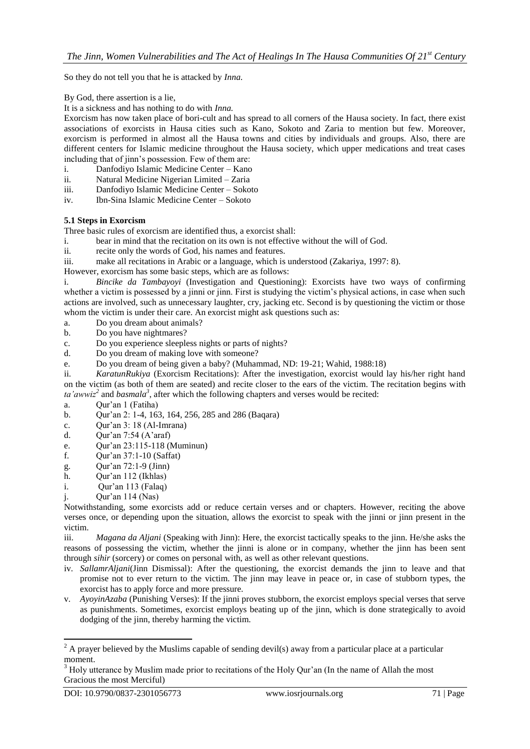So they do not tell you that he is attacked by *Inna.*

By God, there assertion is a lie,

It is a sickness and has nothing to do with *Inna.*

Exorcism has now taken place of bori-cult and has spread to all corners of the Hausa society. In fact, there exist associations of exorcists in Hausa cities such as Kano, Sokoto and Zaria to mention but few. Moreover, exorcism is performed in almost all the Hausa towns and cities by individuals and groups. Also, there are different centers for Islamic medicine throughout the Hausa society, which upper medications and treat cases including that of jinn's possession. Few of them are:

i. Danfodiyo Islamic Medicine Center – Kano
ii. Natural Medicine Nigerian Limited – Zaria
iii. Danfodiyo Islamic Medicine Center – Sokoto
iv. Ibn-Sina Islamic Medicine Center – Sokoto

**5.1 Steps in Exorcism**

Three basic rules of exorcism are identified thus, a exorcist shall:

i. bear in mind that the recitation on its own is not effective without the will of God.
ii. recite only the words of God, his names and features.
iii. make all recitations in Arabic or a language, which is understood (Zakariya, 1997: 8).

However, exorcism has some basic steps, which are as follows:

i. *Bincike da Tambayoyi* (Investigation and Questioning): Exorcists have two ways of confirming whether a victim is possessed by a jinni or jinn. First is studying the victim's physical actions, in case when such actions are involved, such as unnecessary laughter, cry, jacking etc. Second is by questioning the victim or those whom the victim is under their care. An exorcist might ask questions such as:

a. Do you dream about animals?
b. Do you have nightmares?
c. Do you experience sleepless nights or parts of nights?
d. Do you dream of making love with someone?
e. Do you dream of being given a baby? (Muhammad, ND: 19-21; Wahid, 1988:18)

ii. *KaratunRukiya* (Exorcism Recitations): After the investigation, exorcist would lay his/her right hand on the victim (as both of them are seated) and recite closer to the ears of the victim. The recitation begins with *ta'awwiz*[2] and *basmala*[3], after which the following chapters and verses would be recited:

a. Qur'an 1 (Fatiha)
b. Qur'an 2: 1-4, 163, 164, 256, 285 and 286 (Baqara)
c. Qur'an 3: 18 (Al-Imrana)
d. Qur'an 7:54 (A'araf)
e. Qur'an 23:115-118 (Muminun)
f. Qur'an 37:1-10 (Saffat)
g. Qur'an 72:1-9 (Jinn)
h. Qur'an 112 (Ikhlas)
i. Qur'an 113 (Falaq)
j. Qur'an 114 (Nas)

Notwithstanding, some exorcists add or reduce certain verses and or chapters. However, reciting the above verses once, or depending upon the situation, allows the exorcist to speak with the jinni or jinn present in the victim.

iii. *Magana da Aljani* (Speaking with Jinn): Here, the exorcist tactically speaks to the jinn. He/she asks the reasons of possessing the victim, whether the jinni is alone or in company, whether the jinn has been sent through *sihir* (sorcery) or comes on personal with, as well as other relevant questions.

iv. *SallamrAljani*(Jinn Dismissal): After the questioning, the exorcist demands the jinn to leave and that promise not to ever return to the victim. The jinn may leave in peace or, in case of stubborn types, the exorcist has to apply force and more pressure.

v. *AyoyinAzaba* (Punishing Verses): If the jinni proves stubborn, the exorcist employs special verses that serve as punishments. Sometimes, exorcist employs beating up of the jinn, which is done strategically to avoid dodging of the jinn, thereby harming the victim.

---

[2] A prayer believed by the Muslims capable of sending devil(s) away from a particular place at a particular moment.

[3] Holy utterance by Muslim made prior to recitations of the Holy Qur'an (In the name of Allah the most Gracious the most Merciful)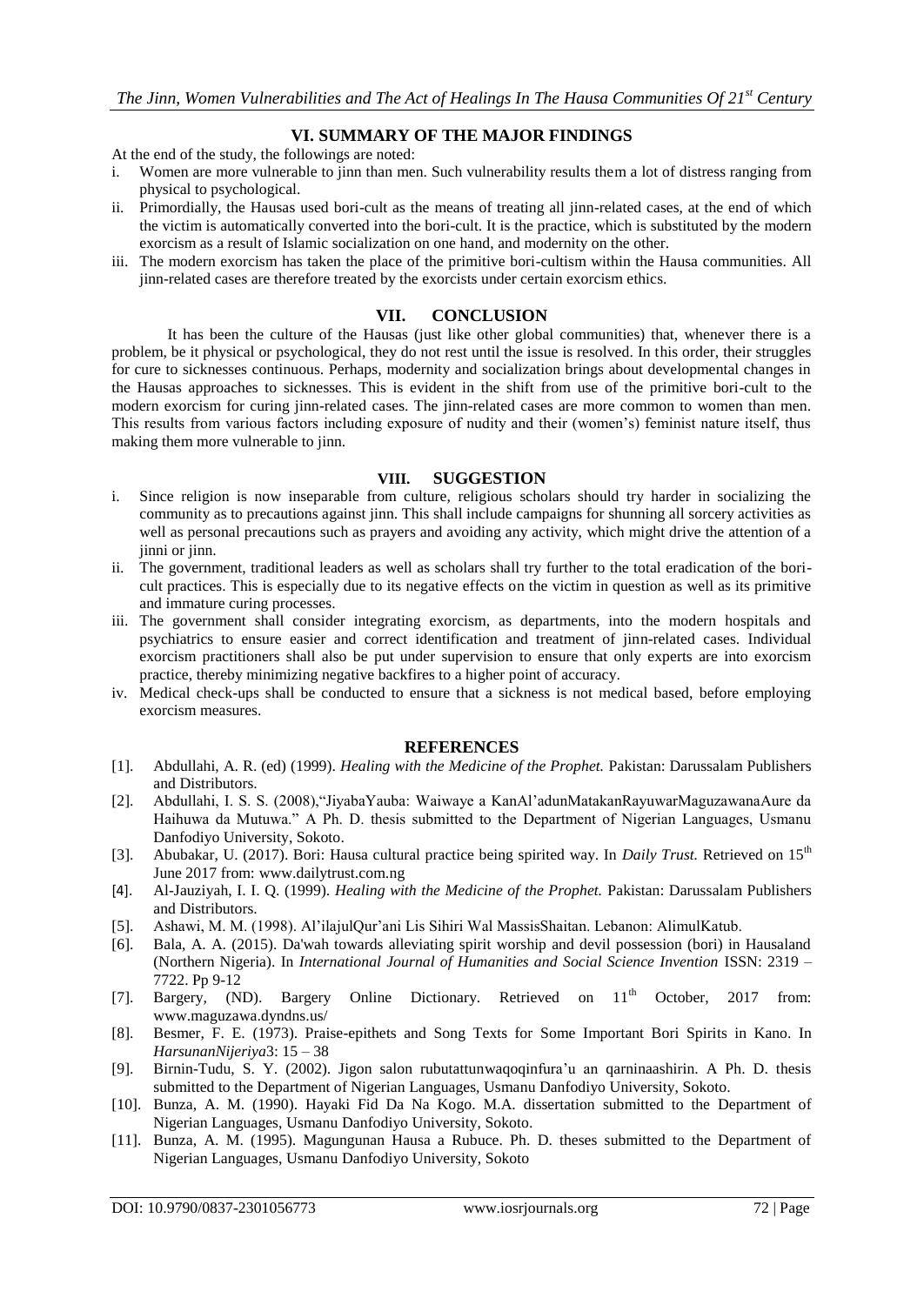## VI. SUMMARY OF THE MAJOR FINDINGS

At the end of the study, the followings are noted:

i. Women are more vulnerable to jinn than men. Such vulnerability results them a lot of distress ranging from physical to psychological.
ii. Primordially, the Hausas used bori-cult as the means of treating all jinn-related cases, at the end of which the victim is automatically converted into the bori-cult. It is the practice, which is substituted by the modern exorcism as a result of Islamic socialization on one hand, and modernity on the other.
iii. The modern exorcism has taken the place of the primitive bori-cultism within the Hausa communities. All jinn-related cases are therefore treated by the exorcists under certain exorcism ethics.

## VII. CONCLUSION

It has been the culture of the Hausas (just like other global communities) that, whenever there is a problem, be it physical or psychological, they do not rest until the issue is resolved. In this order, their struggles for cure to sicknesses continuous. Perhaps, modernity and socialization brings about developmental changes in the Hausas approaches to sicknesses. This is evident in the shift from use of the primitive bori-cult to the modern exorcism for curing jinn-related cases. The jinn-related cases are more common to women than men. This results from various factors including exposure of nudity and their (women's) feminist nature itself, thus making them more vulnerable to jinn.

## VIII. SUGGESTION

i. Since religion is now inseparable from culture, religious scholars should try harder in socializing the community as to precautions against jinn. This shall include campaigns for shunning all sorcery activities as well as personal precautions such as prayers and avoiding any activity, which might drive the attention of a jinni or jinn.
ii. The government, traditional leaders as well as scholars shall try further to the total eradication of the bori-cult practices. This is especially due to its negative effects on the victim in question as well as its primitive and immature curing processes.
iii. The government shall consider integrating exorcism, as departments, into the modern hospitals and psychiatrics to ensure easier and correct identification and treatment of jinn-related cases. Individual exorcism practitioners shall also be put under supervision to ensure that only experts are into exorcism practice, thereby minimizing negative backfires to a higher point of accuracy.
iv. Medical check-ups shall be conducted to ensure that a sickness is not medical based, before employing exorcism measures.

## REFERENCES

[1]. Abdullahi, A. R. (ed) (1999). *Healing with the Medicine of the Prophet.* Pakistan: Darussalam Publishers and Distributors.

[2]. Abdullahi, I. S. S. (2008),"JiyabaYauba: Waiwaye a KanAl'adunMatakanRayuwarMaguzawanaAure da Haihuwa da Mutuwa." A Ph. D. thesis submitted to the Department of Nigerian Languages, Usmanu Danfodiyo University, Sokoto.

[3]. Abubakar, U. (2017). Bori: Hausa cultural practice being spirited way. In *Daily Trust.* Retrieved on 15th June 2017 from: www.dailytrust.com.ng

[4]. Al-Jauziyah, I. I. Q. (1999). *Healing with the Medicine of the Prophet.* Pakistan: Darussalam Publishers and Distributors.

[5]. Ashawi, M. M. (1998). Al'ilajulQur'ani Lis Sihiri Wal MassisShaitan. Lebanon: AlimulKatub.

[6]. Bala, A. A. (2015). Da'wah towards alleviating spirit worship and devil possession (bori) in Hausaland (Northern Nigeria). In *International Journal of Humanities and Social Science Invention* ISSN: 2319 – 7722. Pp 9-12

[7]. Bargery, (ND). Bargery Online Dictionary. Retrieved on 11th October, 2017 from: www.maguzawa.dyndns.us/

[8]. Besmer, F. E. (1973). Praise-epithets and Song Texts for Some Important Bori Spirits in Kano. In *HarsunanNijeriya*3: 15 – 38

[9]. Birnin-Tudu, S. Y. (2002). Jigon salon rubutattunwaqoqinfura'u an qarninaashirin. A Ph. D. thesis submitted to the Department of Nigerian Languages, Usmanu Danfodiyo University, Sokoto.

[10]. Bunza, A. M. (1990). Hayaki Fid Da Na Kogo. M.A. dissertation submitted to the Department of Nigerian Languages, Usmanu Danfodiyo University, Sokoto.

[11]. Bunza, A. M. (1995). Magungunan Hausa a Rubuce. Ph. D. theses submitted to the Department of Nigerian Languages, Usmanu Danfodiyo University, Sokoto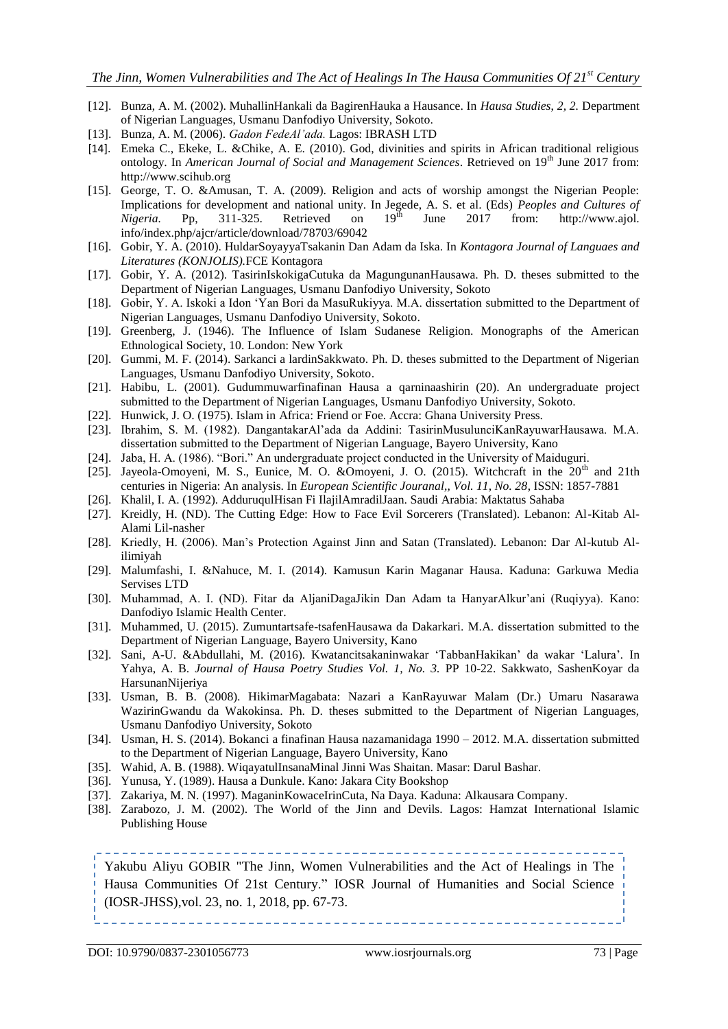[12]. Bunza, A. M. (2002). MuhallinHankali da BagirenHauka a Hausance. In *Hausa Studies, 2, 2.* Department of Nigerian Languages, Usmanu Danfodiyo University, Sokoto.

[13]. Bunza, A. M. (2006). *Gadon FedeAl'ada.* Lagos: IBRASH LTD

[14]. Emeka C., Ekeke, L. &Chike, A. E. (2010). God, divinities and spirits in African traditional religious ontology. In *American Journal of Social and Management Sciences*. Retrieved on 19th June 2017 from: http://www.scihub.org

[15]. George, T. O. &Amusan, T. A. (2009). Religion and acts of worship amongst the Nigerian People: Implications for development and national unity. In Jegede, A. S. et al. (Eds) *Peoples and Cultures of Nigeria.* Pp, 311-325. Retrieved on 19th June 2017 from: http://www.ajol.info/index.php/ajcr/article/download/78703/69042

[16]. Gobir, Y. A. (2010). HuldarSoyayyaTsakanin Dan Adam da Iska. In *Kontagora Journal of Languaes and Literatures (KONJOLIS).*FCE Kontagora

[17]. Gobir, Y. A. (2012). TasirinIskokigaCutuka da MagungunanHausawa. Ph. D. theses submitted to the Department of Nigerian Languages, Usmanu Danfodiyo University, Sokoto

[18]. Gobir, Y. A. Iskoki a Idon 'Yan Bori da MasuRukiyya. M.A. dissertation submitted to the Department of Nigerian Languages, Usmanu Danfodiyo University, Sokoto.

[19]. Greenberg, J. (1946). The Influence of Islam Sudanese Religion. Monographs of the American Ethnological Society, 10. London: New York

[20]. Gummi, M. F. (2014). Sarkanci a lardinSakkwato. Ph. D. theses submitted to the Department of Nigerian Languages, Usmanu Danfodiyo University, Sokoto.

[21]. Habibu, L. (2001). Gudummuwarfinafinan Hausa a qarninaashirin (20). An undergraduate project submitted to the Department of Nigerian Languages, Usmanu Danfodiyo University, Sokoto.

[22]. Hunwick, J. O. (1975). Islam in Africa: Friend or Foe. Accra: Ghana University Press.

[23]. Ibrahim, S. M. (1982). DangantakarAl'ada da Addini: TasirinMusulunciKanRayuwarHausawa. M.A. dissertation submitted to the Department of Nigerian Language, Bayero University, Kano

[24]. Jaba, H. A. (1986). "Bori." An undergraduate project conducted in the University of Maiduguri.

[25]. Jayeola-Omoyeni, M. S., Eunice, M. O. &Omoyeni, J. O. (2015). Witchcraft in the 20th and 21th centuries in Nigeria: An analysis. In *European Scientific Jouranal,, Vol. 11, No. 28*, ISSN: 1857-7881

[26]. Khalil, I. A. (1992). AdduruqulHisan Fi IlajilAmradilJaan. Saudi Arabia: Maktatus Sahaba

[27]. Kreidly, H. (ND). The Cutting Edge: How to Face Evil Sorcerers (Translated). Lebanon: Al-Kitab Al-Alami Lil-nasher

[28]. Kriedly, H. (2006). Man's Protection Against Jinn and Satan (Translated). Lebanon: Dar Al-kutub Al-ilimiyah

[29]. Malumfashi, I. &Nahuce, M. I. (2014). Kamusun Karin Maganar Hausa. Kaduna: Garkuwa Media Servises LTD

[30]. Muhammad, A. I. (ND). Fitar da AljaniDagaJikin Dan Adam ta HanyarAlkur'ani (Ruqiyya). Kano: Danfodiyo Islamic Health Center.

[31]. Muhammed, U. (2015). Zumuntartsafe-tsafenHausawa da Dakarkari. M.A. dissertation submitted to the Department of Nigerian Language, Bayero University, Kano

[32]. Sani, A-U. &Abdullahi, M. (2016). Kwatancitsakaninwakar 'TabbanHakikan' da wakar 'Lalura'. In Yahya, A. B. *Journal of Hausa Poetry Studies Vol. 1, No. 3.* PP 10-22. Sakkwato, SashenKoyar da HarsunanNijeriya

[33]. Usman, B. B. (2008). HikimarMagabata: Nazari a KanRayuwar Malam (Dr.) Umaru Nasarawa WazirinGwandu da Wakokinsa. Ph. D. theses submitted to the Department of Nigerian Languages, Usmanu Danfodiyo University, Sokoto

[34]. Usman, H. S. (2014). Bokanci a finafinan Hausa nazamanidaga 1990 – 2012. M.A. dissertation submitted to the Department of Nigerian Language, Bayero University, Kano

[35]. Wahid, A. B. (1988). WiqayatulInsanaMinal Jinni Was Shaitan. Masar: Darul Bashar.

[36]. Yunusa, Y. (1989). Hausa a Dunkule. Kano: Jakara City Bookshop

[37]. Zakariya, M. N. (1997). MaganinKowaceIrinCuta, Na Daya. Kaduna: Alkausara Company.

[38]. Zarabozo, J. M. (2002). The World of the Jinn and Devils. Lagos: Hamzat International Islamic Publishing House

Yakubu Aliyu GOBIR "The Jinn, Women Vulnerabilities and the Act of Healings in The Hausa Communities Of 21st Century." IOSR Journal of Humanities and Social Science (IOSR-JHSS),vol. 23, no. 1, 2018, pp. 67-73.